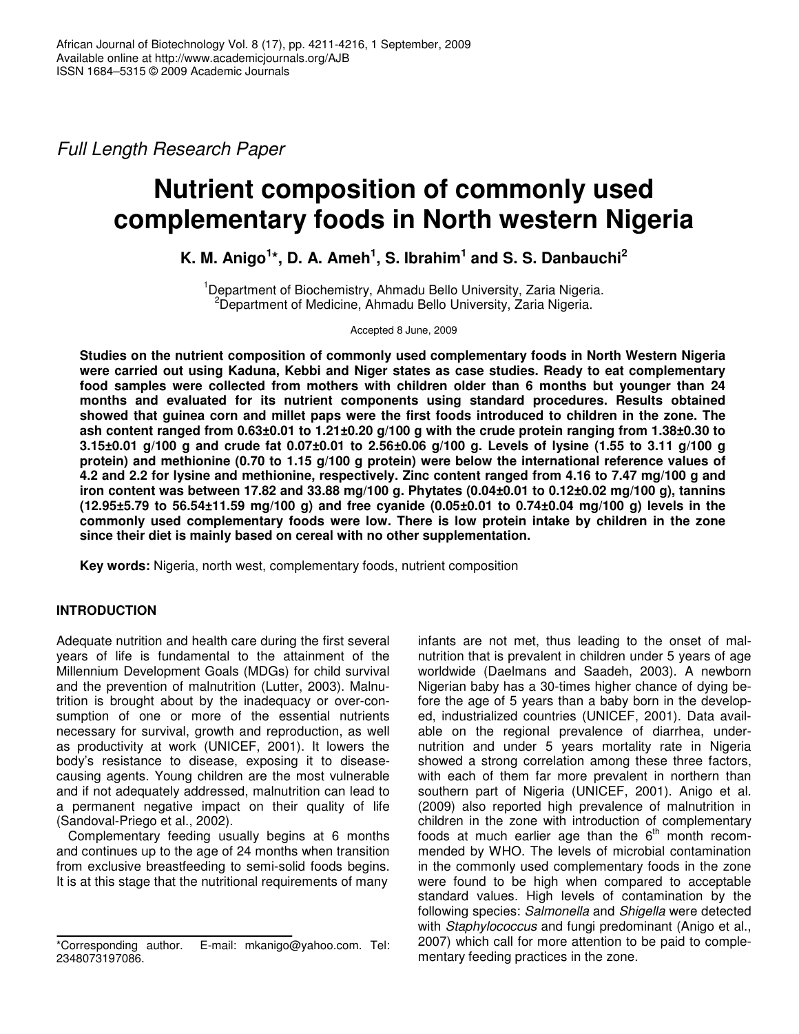*Full Length Research Paper*

# Nutrient composition of commonly used complementary foods in North western Nigeria

**K. M. Anigo[1]\*, D. A. Ameh[1], S. Ibrahim[1] and S. S. Danbauchi[2]**

[1]Department of Biochemistry, Ahmadu Bello University, Zaria Nigeria.
[2]Department of Medicine, Ahmadu Bello University, Zaria Nigeria.

Accepted 8 June, 2009

**Studies on the nutrient composition of commonly used complementary foods in North Western Nigeria were carried out using Kaduna, Kebbi and Niger states as case studies. Ready to eat complementary food samples were collected from mothers with children older than 6 months but younger than 24 months and evaluated for its nutrient components using standard procedures. Results obtained showed that guinea corn and millet paps were the first foods introduced to children in the zone. The ash content ranged from 0.63±0.01 to 1.21±0.20 g/100 g with the crude protein ranging from 1.38±0.30 to 3.15±0.01 g/100 g and crude fat 0.07±0.01 to 2.56±0.06 g/100 g. Levels of lysine (1.55 to 3.11 g/100 g protein) and methionine (0.70 to 1.15 g/100 g protein) were below the international reference values of 4.2 and 2.2 for lysine and methionine, respectively. Zinc content ranged from 4.16 to 7.47 mg/100 g and iron content was between 17.82 and 33.88 mg/100 g. Phytates (0.04±0.01 to 0.12±0.02 mg/100 g), tannins (12.95±5.79 to 56.54±11.59 mg/100 g) and free cyanide (0.05±0.01 to 0.74±0.04 mg/100 g) levels in the commonly used complementary foods were low. There is low protein intake by children in the zone since their diet is mainly based on cereal with no other supplementation.**

**Key words:** Nigeria, north west, complementary foods, nutrient composition

## INTRODUCTION

Adequate nutrition and health care during the first several years of life is fundamental to the attainment of the Millennium Development Goals (MDGs) for child survival and the prevention of malnutrition (Lutter, 2003). Malnutrition is brought about by the inadequacy or over-consumption of one or more of the essential nutrients necessary for survival, growth and reproduction, as well as productivity at work (UNICEF, 2001). It lowers the body's resistance to disease, exposing it to disease-causing agents. Young children are the most vulnerable and if not adequately addressed, malnutrition can lead to a permanent negative impact on their quality of life (Sandoval-Priego et al., 2002).

Complementary feeding usually begins at 6 months and continues up to the age of 24 months when transition from exclusive breastfeeding to semi-solid foods begins. It is at this stage that the nutritional requirements of many infants are not met, thus leading to the onset of malnutrition that is prevalent in children under 5 years of age worldwide (Daelmans and Saadeh, 2003). A newborn Nigerian baby has a 30-times higher chance of dying before the age of 5 years than a baby born in the developed, industrialized countries (UNICEF, 2001). Data available on the regional prevalence of diarrhea, undernutrition and under 5 years mortality rate in Nigeria showed a strong correlation among these three factors, with each of them far more prevalent in northern than southern part of Nigeria (UNICEF, 2001). Anigo et al. (2009) also reported high prevalence of malnutrition in children in the zone with introduction of complementary foods at much earlier age than the 6$^{th}$ month recommended by WHO. The levels of microbial contamination in the commonly used complementary foods in the zone were found to be high when compared to acceptable standard values. High levels of contamination by the following species: *Salmonella* and *Shigella* were detected with *Staphylococcus* and fungi predominant (Anigo et al., 2007) which call for more attention to be paid to complementary feeding practices in the zone.

\*Corresponding author. E-mail: mkanigo@yahoo.com. Tel: 2348073197086.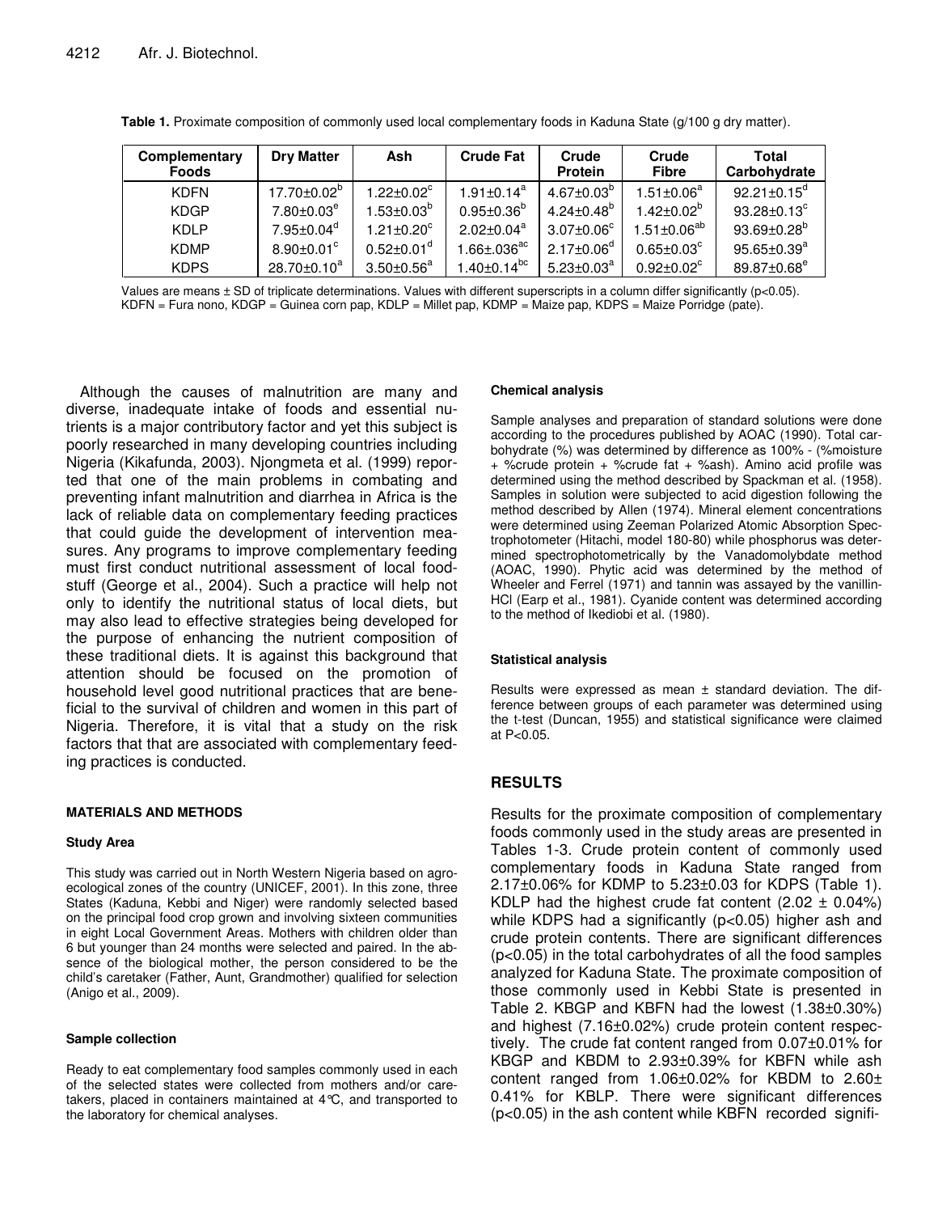**Table 1.** Proximate composition of commonly used local complementary foods in Kaduna State (g/100 g dry matter).

| Complementary Foods | Dry Matter | Ash | Crude Fat | Crude Protein | Crude Fibre | Total Carbohydrate |
|---|---|---|---|---|---|---|
| KDFN | 17.70±0.02[b] | 1.22±0.02[c] | 1.91±0.14[a] | 4.67±0.03[b] | 1.51±0.06[a] | 92.21±0.15[d] |
| KDGP | 7.80±0.03[e] | 1.53±0.03[b] | 0.95±0.36[b] | 4.24±0.48[b] | 1.42±0.02[b] | 93.28±0.13[c] |
| KDLP | 7.95±0.04[d] | 1.21±0.20[c] | 2.02±0.04[a] | 3.07±0.06[c] | 1.51±0.06[ab] | 93.69±0.28[b] |
| KDMP | 8.90±0.01[c] | 0.52±0.01[d] | 1.66±.036[ac] | 2.17±0.06[d] | 0.65±0.03[c] | 95.65±0.39[a] |
| KDPS | 28.70±0.10[a] | 3.50±0.56[a] | 1.40±0.14[bc] | 5.23±0.03[a] | 0.92±0.02[c] | 89.87±0.68[e] |

Values are means ± SD of triplicate determinations. Values with different superscripts in a column differ significantly (p<0.05). KDFN = Fura nono, KDGP = Guinea corn pap, KDLP = Millet pap, KDMP = Maize pap, KDPS = Maize Porridge (pate).

Although the causes of malnutrition are many and diverse, inadequate intake of foods and essential nutrients is a major contributory factor and yet this subject is poorly researched in many developing countries including Nigeria (Kikafunda, 2003). Njongmeta et al. (1999) reported that one of the main problems in combating and preventing infant malnutrition and diarrhea in Africa is the lack of reliable data on complementary feeding practices that could guide the development of intervention measures. Any programs to improve complementary feeding must first conduct nutritional assessment of local foodstuff (George et al., 2004). Such a practice will help not only to identify the nutritional status of local diets, but may also lead to effective strategies being developed for the purpose of enhancing the nutrient composition of these traditional diets. It is against this background that attention should be focused on the promotion of household level good nutritional practices that are beneficial to the survival of children and women in this part of Nigeria. Therefore, it is vital that a study on the risk factors that that are associated with complementary feeding practices is conducted.

## MATERIALS AND METHODS

### Study Area

This study was carried out in North Western Nigeria based on agro-ecological zones of the country (UNICEF, 2001). In this zone, three States (Kaduna, Kebbi and Niger) were randomly selected based on the principal food crop grown and involving sixteen communities in eight Local Government Areas. Mothers with children older than 6 but younger than 24 months were selected and paired. In the absence of the biological mother, the person considered to be the child's caretaker (Father, Aunt, Grandmother) qualified for selection (Anigo et al., 2009).

### Sample collection

Ready to eat complementary food samples commonly used in each of the selected states were collected from mothers and/or caretakers, placed in containers maintained at 4°C, and transported to the laboratory for chemical analyses.

### Chemical analysis

Sample analyses and preparation of standard solutions were done according to the procedures published by AOAC (1990). Total carbohydrate (%) was determined by difference as 100% - (%moisture + %crude protein + %crude fat + %ash). Amino acid profile was determined using the method described by Spackman et al. (1958). Samples in solution were subjected to acid digestion following the method described by Allen (1974). Mineral element concentrations were determined using Zeeman Polarized Atomic Absorption Spectrophotometer (Hitachi, model 180-80) while phosphorus was determined spectrophotometrically by the Vanadomolybdate method (AOAC, 1990). Phytic acid was determined by the method of Wheeler and Ferrel (1971) and tannin was assayed by the vanillin-HCl (Earp et al., 1981). Cyanide content was determined according to the method of Ikediobi et al. (1980).

### Statistical analysis

Results were expressed as mean ± standard deviation. The difference between groups of each parameter was determined using the t-test (Duncan, 1955) and statistical significance were claimed at P<0.05.

## RESULTS

Results for the proximate composition of complementary foods commonly used in the study areas are presented in Tables 1-3. Crude protein content of commonly used complementary foods in Kaduna State ranged from 2.17±0.06% for KDMP to 5.23±0.03 for KDPS (Table 1). KDLP had the highest crude fat content (2.02 ± 0.04%) while KDPS had a significantly (p<0.05) higher ash and crude protein contents. There are significant differences (p<0.05) in the total carbohydrates of all the food samples analyzed for Kaduna State. The proximate composition of those commonly used in Kebbi State is presented in Table 2. KBGP and KBFN had the lowest (1.38±0.30%) and highest (7.16±0.02%) crude protein content respectively. The crude fat content ranged from 0.07±0.01% for KBGP and KBDM to 2.93±0.39% for KBFN while ash content ranged from 1.06±0.02% for KBDM to 2.60± 0.41% for KBLP. There were significant differences (p<0.05) in the ash content while KBFN recorded signifi-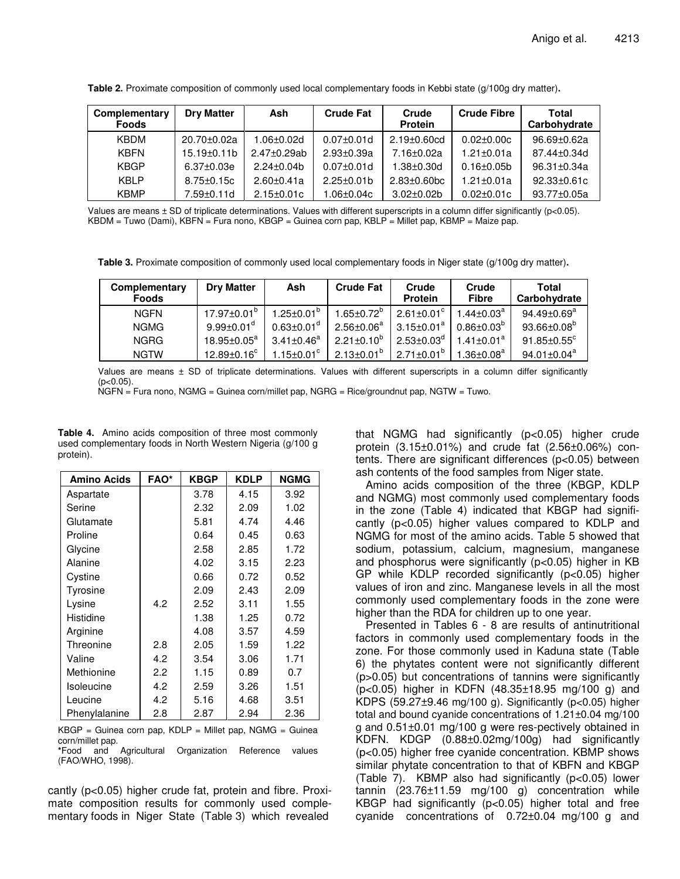**Table 2.** Proximate composition of commonly used local complementary foods in Kebbi state (g/100g dry matter).

| Complementary Foods | Dry Matter | Ash | Crude Fat | Crude Protein | Crude Fibre | Total Carbohydrate |
|---|---|---|---|---|---|---|
| KBDM | 20.70±0.02a | 1.06±0.02d | 0.07±0.01d | 2.19±0.60cd | 0.02±0.00c | 96.69±0.62a |
| KBFN | 15.19±0.11b | 2.47±0.29ab | 2.93±0.39a | 7.16±0.02a | 1.21±0.01a | 87.44±0.34d |
| KBGP | 6.37±0.03e | 2.24±0.04b | 0.07±0.01d | 1.38±0.30d | 0.16±0.05b | 96.31±0.34a |
| KBLP | 8.75±0.15c | 2.60±0.41a | 2.25±0.01b | 2.83±0.60bc | 1.21±0.01a | 92.33±0.61c |
| KBMP | 7.59±0.11d | 2.15±0.01c | 1.06±0.04c | 3.02±0.02b | 0.02±0.01c | 93.77±0.05a |

Values are means ± SD of triplicate determinations. Values with different superscripts in a column differ significantly (p<0.05).
KBDM = Tuwo (Dami), KBFN = Fura nono, KBGP = Guinea corn pap, KBLP = Millet pap, KBMP = Maize pap.

**Table 3.** Proximate composition of commonly used local complementary foods in Niger state (g/100g dry matter).

| Complementary Foods | Dry Matter | Ash | Crude Fat | Crude Protein | Crude Fibre | Total Carbohydrate |
|---|---|---|---|---|---|---|
| NGFN | $17.97{\pm}0.01^{b}$ | $1.25{\pm}0.01^{b}$ | $1.65{\pm}0.72^{b}$ | $2.61{\pm}0.01^{c}$ | $1.44{\pm}0.03^{a}$ | $94.49{\pm}0.69^{a}$ |
| NGMG | $9.99{\pm}0.01^{d}$ | $0.63{\pm}0.01^{d}$ | $2.56{\pm}0.06^{a}$ | $3.15{\pm}0.01^{a}$ | $0.86{\pm}0.03^{b}$ | $93.66{\pm}0.08^{b}$ |
| NGRG | $18.95{\pm}0.05^{a}$ | $3.41{\pm}0.46^{a}$ | $2.21{\pm}0.10^{b}$ | $2.53{\pm}0.03^{d}$ | $1.41{\pm}0.01^{a}$ | $91.85{\pm}0.55^{c}$ |
| NGTW | $12.89{\pm}0.16^{c}$ | $1.15{\pm}0.01^{c}$ | $2.13{\pm}0.01^{b}$ | $2.71{\pm}0.01^{b}$ | $1.36{\pm}0.08^{a}$ | $94.01{\pm}0.04^{a}$ |

Values are means ± SD of triplicate determinations. Values with different superscripts in a column differ significantly (p<0.05).
NGFN = Fura nono, NGMG = Guinea corn/millet pap, NGRG = Rice/groundnut pap, NGTW = Tuwo.

**Table 4.** Amino acids composition of three most commonly used complementary foods in North Western Nigeria (g/100 g protein).

| Amino Acids | FAO* | KBGP | KDLP | NGMG |
|---|---|---|---|---|
| Aspartate | | 3.78 | 4.15 | 3.92 |
| Serine | | 2.32 | 2.09 | 1.02 |
| Glutamate | | 5.81 | 4.74 | 4.46 |
| Proline | | 0.64 | 0.45 | 0.63 |
| Glycine | | 2.58 | 2.85 | 1.72 |
| Alanine | | 4.02 | 3.15 | 2.23 |
| Cystine | | 0.66 | 0.72 | 0.52 |
| Tyrosine | | 2.09 | 2.43 | 2.09 |
| Lysine | 4.2 | 2.52 | 3.11 | 1.55 |
| Histidine | | 1.38 | 1.25 | 0.72 |
| Arginine | | 4.08 | 3.57 | 4.59 |
| Threonine | 2.8 | 2.05 | 1.59 | 1.22 |
| Valine | 4.2 | 3.54 | 3.06 | 1.71 |
| Methionine | 2.2 | 1.15 | 0.89 | 0.7 |
| Isoleucine | 4.2 | 2.59 | 3.26 | 1.51 |
| Leucine | 4.2 | 5.16 | 4.68 | 3.51 |
| Phenylalanine | 2.8 | 2.87 | 2.94 | 2.36 |

KBGP = Guinea corn pap, KDLP = Millet pap, NGMG = Guinea corn/millet pap.
*Food and Agricultural Organization Reference values (FAO/WHO, 1998).

cantly (p<0.05) higher crude fat, protein and fibre. Proximate composition results for commonly used complementary foods in Niger State (Table 3) which revealed that NGMG had significantly (p<0.05) higher crude protein (3.15±0.01%) and crude fat (2.56±0.06%) contents. There are significant differences (p<0.05) between ash contents of the food samples from Niger state.

Amino acids composition of the three (KBGP, KDLP and NGMG) most commonly used complementary foods in the zone (Table 4) indicated that KBGP had significantly (p<0.05) higher values compared to KDLP and NGMG for most of the amino acids. Table 5 showed that sodium, potassium, calcium, magnesium, manganese and phosphorus were significantly (p<0.05) higher in KB GP while KDLP recorded significantly (p<0.05) higher values of iron and zinc. Manganese levels in all the most commonly used complementary foods in the zone were higher than the RDA for children up to one year.

Presented in Tables 6 - 8 are results of antinutritional factors in commonly used complementary foods in the zone. For those commonly used in Kaduna state (Table 6) the phytates content were not significantly different (p>0.05) but concentrations of tannins were significantly (p<0.05) higher in KDFN (48.35±18.95 mg/100 g) and KDPS (59.27±9.46 mg/100 g). Significantly (p<0.05) higher total and bound cyanide concentrations of 1.21±0.04 mg/100 g and 0.51±0.01 mg/100 g were res-pectively obtained in KDFN. KDGP (0.88±0.02mg/100g) had significantly (p<0.05) higher free cyanide concentration. KBMP shows similar phytate concentration to that of KBFN and KBGP (Table 7). KBMP also had significantly (p<0.05) lower tannin (23.76±11.59 mg/100 g) concentration while KBGP had significantly (p<0.05) higher total and free cyanide concentrations of 0.72±0.04 mg/100 g and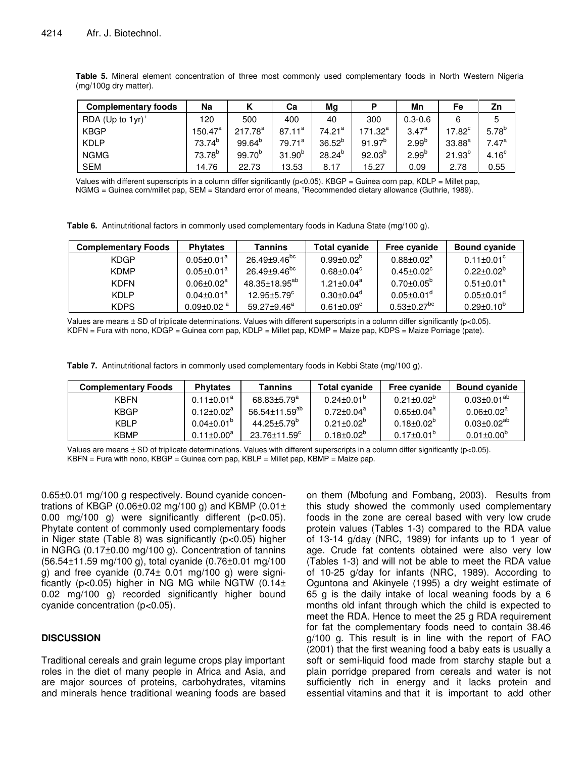**Table 5.** Mineral element concentration of three most commonly used complementary foods in North Western Nigeria (mg/100g dry matter).

| Complementary foods | Na | K | Ca | Mg | P | Mn | Fe | Zn |
|---|---|---|---|---|---|---|---|---|
| RDA (Up to 1yr)[+] | 120 | 500 | 400 | 40 | 300 | 0.3-0.6 | 6 | 5 |
| KBGP | $150.47^{a}$ | $217.78^{a}$ | $87.11^{a}$ | $74.21^{a}$ | $171.32^{a}$ | $3.47^{a}$ | $17.82^{c}$ | $5.78^{b}$ |
| KDLP | $73.74^{b}$ | $99.64^{b}$ | $79.71^{a}$ | $36.52^{b}$ | $91.97^{b}$ | $2.99^{b}$ | $33.88^{a}$ | $7.47^{a}$ |
| NGMG | $73.78^{b}$ | $99.70^{b}$ | $31.90^{b}$ | $28.24^{b}$ | $92.03^{b}$ | $2.99^{b}$ | $21.93^{b}$ | $4.16^{c}$ |
| SEM | 14.76 | 22.73 | 13.53 | 8.17 | 15.27 | 0.09 | 2.78 | 0.55 |

Values with different superscripts in a column differ significantly ($p<0.05$). KBGP = Guinea corn pap, KDLP = Millet pap, NGMG = Guinea corn/millet pap, SEM = Standard error of means, [+]Recommended dietary allowance (Guthrie, 1989).

**Table 6.** Antinutritional factors in commonly used complementary foods in Kaduna State (mg/100 g).

| Complementary Foods | Phytates | Tannins | Total cyanide | Free cyanide | Bound cyanide |
|---|---|---|---|---|---|
| KDGP | $0.05\pm0.01^{a}$ | $26.49\pm9.46^{bc}$ | $0.99\pm0.02^{b}$ | $0.88\pm0.02^{a}$ | $0.11\pm0.01^{c}$ |
| KDMP | $0.05\pm0.01^{a}$ | $26.49\pm9.46^{bc}$ | $0.68\pm0.04^{c}$ | $0.45\pm0.02^{c}$ | $0.22\pm0.02^{b}$ |
| KDFN | $0.06\pm0.02^{a}$ | $48.35\pm18.95^{ab}$ | $1.21\pm0.04^{a}$ | $0.70\pm0.05^{b}$ | $0.51\pm0.01^{a}$ |
| KDLP | $0.04\pm0.01^{a}$ | $12.95\pm5.79^{c}$ | $0.30\pm0.04^{d}$ | $0.05\pm0.01^{d}$ | $0.05\pm0.01^{d}$ |
| KDPS | $0.09\pm0.02^{a}$ | $59.27\pm9.46^{a}$ | $0.61\pm0.09^{c}$ | $0.53\pm0.27^{bc}$ | $0.29\pm0.10^{b}$ |

Values are means ± SD of triplicate determinations. Values with different superscripts in a column differ significantly ($p<0.05$). KDFN = Fura with nono, KDGP = Guinea corn pap, KDLP = Millet pap, KDMP = Maize pap, KDPS = Maize Porriage (pate).

**Table 7.** Antinutritional factors in commonly used complementary foods in Kebbi State (mg/100 g).

| Complementary Foods | Phytates | Tannins | Total cyanide | Free cyanide | Bound cyanide |
|---|---|---|---|---|---|
| KBFN | $0.11\pm0.01^{a}$ | $68.83\pm5.79^{a}$ | $0.24\pm0.01^{b}$ | $0.21\pm0.02^{b}$ | $0.03\pm0.01^{ab}$ |
| KBGP | $0.12\pm0.02^{a}$ | $56.54\pm11.59^{ab}$ | $0.72\pm0.04^{a}$ | $0.65\pm0.04^{a}$ | $0.06\pm0.02^{a}$ |
| KBLP | $0.04\pm0.01^{b}$ | $44.25\pm5.79^{b}$ | $0.21\pm0.02^{b}$ | $0.18\pm0.02^{b}$ | $0.03\pm0.02^{ab}$ |
| KBMP | $0.11\pm0.00^{a}$ | $23.76\pm11.59^{c}$ | $0.18\pm0.02^{b}$ | $0.17\pm0.01^{b}$ | $0.01\pm0.00^{b}$ |

Values are means ± SD of triplicate determinations. Values with different superscripts in a column differ significantly ($p<0.05$). KBFN = Fura with nono, KBGP = Guinea corn pap, KBLP = Millet pap, KBMP = Maize pap.

0.65±0.01 mg/100 g respectively. Bound cyanide concentrations of KBGP (0.06±0.02 mg/100 g) and KBMP (0.01± 0.00 mg/100 g) were significantly different ($p<0.05$). Phytate content of commonly used complementary foods in Niger state (Table 8) was significantly ($p<0.05$) higher in NGRG (0.17±0.00 mg/100 g). Concentration of tannins (56.54±11.59 mg/100 g), total cyanide (0.76±0.01 mg/100 g) and free cyanide (0.74± 0.01 mg/100 g) were significantly ($p<0.05$) higher in NG MG while NGTW (0.14± 0.02 mg/100 g) recorded significantly higher bound cyanide concentration ($p<0.05$).

## DISCUSSION

Traditional cereals and grain legume crops play important roles in the diet of many people in Africa and Asia, and are major sources of proteins, carbohydrates, vitamins and minerals hence traditional weaning foods are based on them (Mbofung and Fombang, 2003). Results from this study showed the commonly used complementary foods in the zone are cereal based with very low crude protein values (Tables 1-3) compared to the RDA value of 13-14 g/day (NRC, 1989) for infants up to 1 year of age. Crude fat contents obtained were also very low (Tables 1-3) and will not be able to meet the RDA value of 10-25 g/day for infants (NRC, 1989). According to Oguntona and Akinyele (1995) a dry weight estimate of 65 g is the daily intake of local weaning foods by a 6 months old infant through which the child is expected to meet the RDA. Hence to meet the 25 g RDA requirement for fat the complementary foods need to contain 38.46 g/100 g. This result is in line with the report of FAO (2001) that the first weaning food a baby eats is usually a soft or semi-liquid food made from starchy staple but a plain porridge prepared from cereals and water is not sufficiently rich in energy and it lacks protein and essential vitamins and that it is important to add other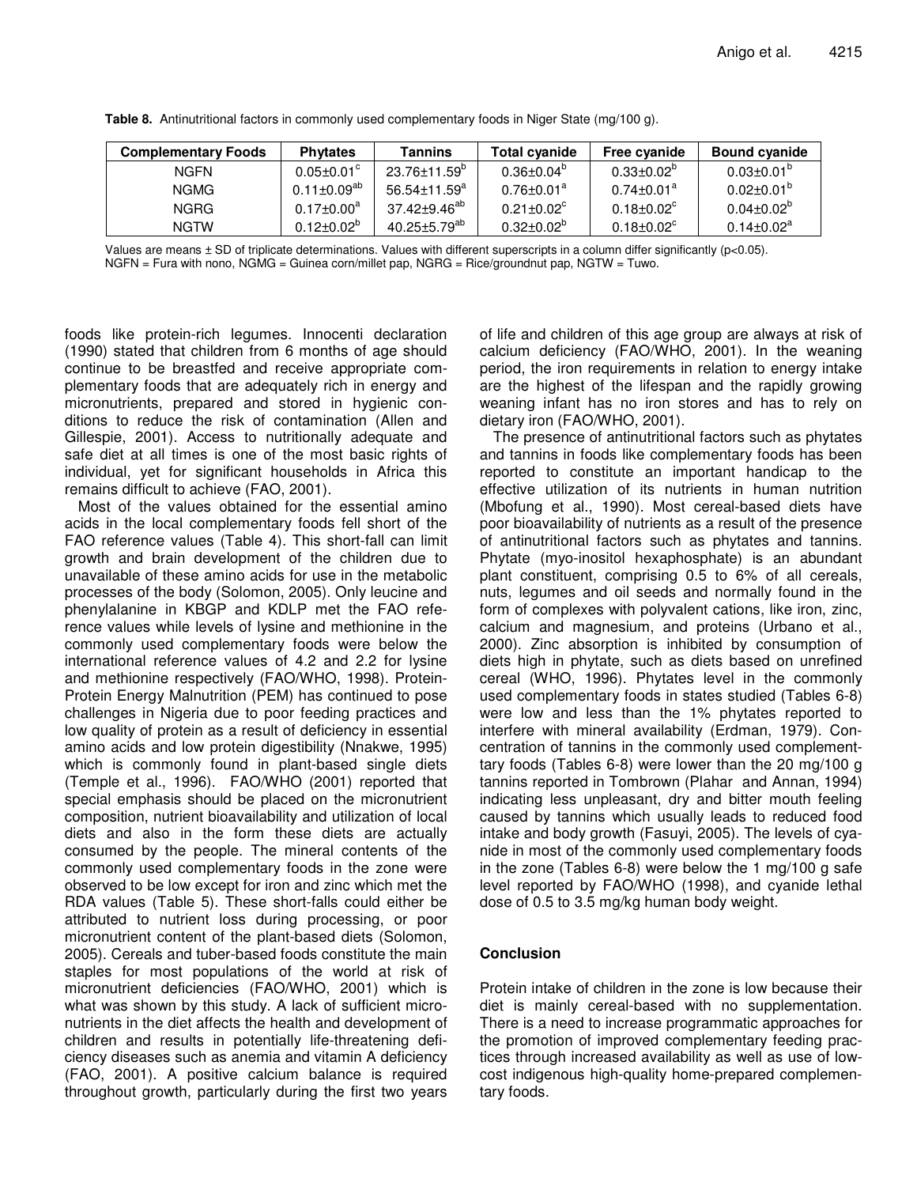**Table 8.** Antinutritional factors in commonly used complementary foods in Niger State (mg/100 g).

| Complementary Foods | Phytates | Tannins | Total cyanide | Free cyanide | Bound cyanide |
|---|---|---|---|---|---|
| NGFN | $0.05 \pm 0.01^{c}$ | $23.76 \pm 11.59^{b}$ | $0.36 \pm 0.04^{b}$ | $0.33 \pm 0.02^{b}$ | $0.03 \pm 0.01^{b}$ |
| NGMG | $0.11 \pm 0.09^{ab}$ | $56.54 \pm 11.59^{a}$ | $0.76 \pm 0.01^{a}$ | $0.74 \pm 0.01^{a}$ | $0.02 \pm 0.01^{b}$ |
| NGRG | $0.17 \pm 0.00^{a}$ | $37.42 \pm 9.46^{ab}$ | $0.21 \pm 0.02^{c}$ | $0.18 \pm 0.02^{c}$ | $0.04 \pm 0.02^{b}$ |
| NGTW | $0.12 \pm 0.02^{b}$ | $40.25 \pm 5.79^{ab}$ | $0.32 \pm 0.02^{b}$ | $0.18 \pm 0.02^{c}$ | $0.14 \pm 0.02^{a}$ |

Values are means ± SD of triplicate determinations. Values with different superscripts in a column differ significantly ($p<0.05$). NGFN = Fura with nono, NGMG = Guinea corn/millet pap, NGRG = Rice/groundnut pap, NGTW = Tuwo.

foods like protein-rich legumes. Innocenti declaration (1990) stated that children from 6 months of age should continue to be breastfed and receive appropriate complementary foods that are adequately rich in energy and micronutrients, prepared and stored in hygienic conditions to reduce the risk of contamination (Allen and Gillespie, 2001). Access to nutritionally adequate and safe diet at all times is one of the most basic rights of individual, yet for significant households in Africa this remains difficult to achieve (FAO, 2001).

Most of the values obtained for the essential amino acids in the local complementary foods fell short of the FAO reference values (Table 4). This short-fall can limit growth and brain development of the children due to unavailable of these amino acids for use in the metabolic processes of the body (Solomon, 2005). Only leucine and phenylalanine in KBGP and KDLP met the FAO reference values while levels of lysine and methionine in the commonly used complementary foods were below the international reference values of 4.2 and 2.2 for lysine and methionine respectively (FAO/WHO, 1998). Protein-Protein Energy Malnutrition (PEM) has continued to pose challenges in Nigeria due to poor feeding practices and low quality of protein as a result of deficiency in essential amino acids and low protein digestibility (Nnakwe, 1995) which is commonly found in plant-based single diets (Temple et al., 1996). FAO/WHO (2001) reported that special emphasis should be placed on the micronutrient composition, nutrient bioavailability and utilization of local diets and also in the form these diets are actually consumed by the people. The mineral contents of the commonly used complementary foods in the zone were observed to be low except for iron and zinc which met the RDA values (Table 5). These short-falls could either be attributed to nutrient loss during processing, or poor micronutrient content of the plant-based diets (Solomon, 2005). Cereals and tuber-based foods constitute the main staples for most populations of the world at risk of micronutrient deficiencies (FAO/WHO, 2001) which is what was shown by this study. A lack of sufficient micronutrients in the diet affects the health and development of children and results in potentially life-threatening deficiency diseases such as anemia and vitamin A deficiency (FAO, 2001). A positive calcium balance is required throughout growth, particularly during the first two years of life and children of this age group are always at risk of calcium deficiency (FAO/WHO, 2001). In the weaning period, the iron requirements in relation to energy intake are the highest of the lifespan and the rapidly growing weaning infant has no iron stores and has to rely on dietary iron (FAO/WHO, 2001).

The presence of antinutritional factors such as phytates and tannins in foods like complementary foods has been reported to constitute an important handicap to the effective utilization of its nutrients in human nutrition (Mbofung et al., 1990). Most cereal-based diets have poor bioavailability of nutrients as a result of the presence of antinutritional factors such as phytates and tannins. Phytate (myo-inositol hexaphosphate) is an abundant plant constituent, comprising 0.5 to 6% of all cereals, nuts, legumes and oil seeds and normally found in the form of complexes with polyvalent cations, like iron, zinc, calcium and magnesium, and proteins (Urbano et al., 2000). Zinc absorption is inhibited by consumption of diets high in phytate, such as diets based on unrefined cereal (WHO, 1996). Phytates level in the commonly used complementary foods in states studied (Tables 6-8) were low and less than the 1% phytates reported to interfere with mineral availability (Erdman, 1979). Concentration of tannins in the commonly used complementary foods (Tables 6-8) were lower than the 20 mg/100 g tannins reported in Tombrown (Plahar and Annan, 1994) indicating less unpleasant, dry and bitter mouth feeling caused by tannins which usually leads to reduced food intake and body growth (Fasuyi, 2005). The levels of cyanide in most of the commonly used complementary foods in the zone (Tables 6-8) were below the 1 mg/100 g safe level reported by FAO/WHO (1998), and cyanide lethal dose of 0.5 to 3.5 mg/kg human body weight.

## Conclusion

Protein intake of children in the zone is low because their diet is mainly cereal-based with no supplementation. There is a need to increase programmatic approaches for the promotion of improved complementary feeding practices through increased availability as well as use of low-cost indigenous high-quality home-prepared complementary foods.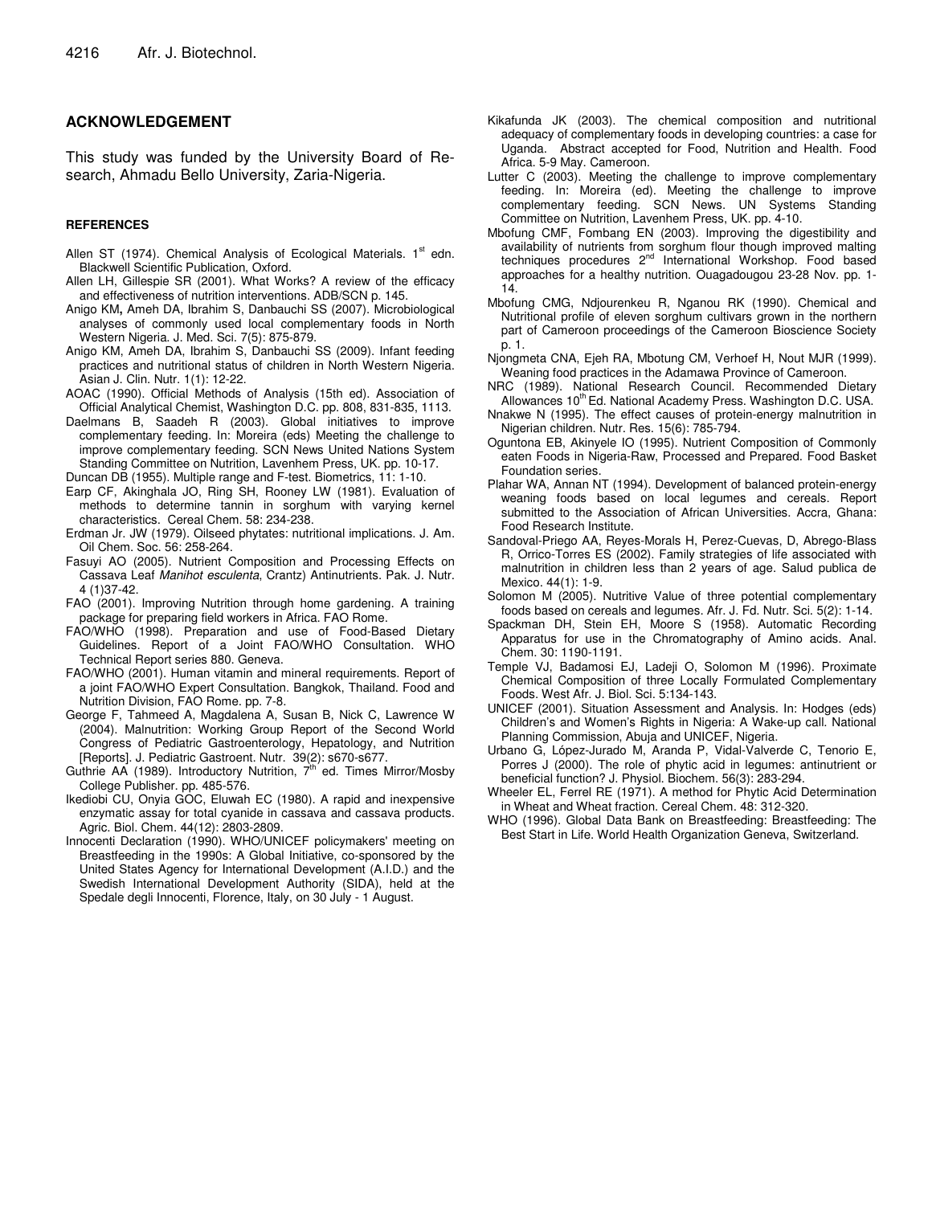## ACKNOWLEDGEMENT

This study was funded by the University Board of Research, Ahmadu Bello University, Zaria-Nigeria.

### REFERENCES

Allen ST (1974). Chemical Analysis of Ecological Materials. 1st edn. Blackwell Scientific Publication, Oxford.

Allen LH, Gillespie SR (2001). What Works? A review of the efficacy and effectiveness of nutrition interventions. ADB/SCN p. 145.

Anigo KM**,** Ameh DA, Ibrahim S, Danbauchi SS (2007). Microbiological analyses of commonly used local complementary foods in North Western Nigeria. J. Med. Sci. 7(5): 875-879.

Anigo KM, Ameh DA, Ibrahim S, Danbauchi SS (2009). Infant feeding practices and nutritional status of children in North Western Nigeria. Asian J. Clin. Nutr. 1(1): 12-22.

AOAC (1990). Official Methods of Analysis (15th ed). Association of Official Analytical Chemist, Washington D.C. pp. 808, 831-835, 1113.

Daelmans B, Saadeh R (2003). Global initiatives to improve complementary feeding. In: Moreira (eds) Meeting the challenge to improve complementary feeding. SCN News United Nations System Standing Committee on Nutrition, Lavenhem Press, UK. pp. 10-17.

Duncan DB (1955). Multiple range and F-test. Biometrics, 11: 1-10.

Earp CF, Akinghala JO, Ring SH, Rooney LW (1981). Evaluation of methods to determine tannin in sorghum with varying kernel characteristics. Cereal Chem. 58: 234-238.

Erdman Jr. JW (1979). Oilseed phytates: nutritional implications. J. Am. Oil Chem. Soc. 56: 258-264.

Fasuyi AO (2005). Nutrient Composition and Processing Effects on Cassava Leaf *Manihot esculenta*, Crantz) Antinutrients. Pak. J. Nutr. 4 (1)37-42.

FAO (2001). Improving Nutrition through home gardening. A training package for preparing field workers in Africa. FAO Rome.

FAO/WHO (1998). Preparation and use of Food-Based Dietary Guidelines. Report of a Joint FAO/WHO Consultation. WHO Technical Report series 880. Geneva.

FAO/WHO (2001). Human vitamin and mineral requirements. Report of a joint FAO/WHO Expert Consultation. Bangkok, Thailand. Food and Nutrition Division, FAO Rome. pp. 7-8.

George F, Tahmeed A, Magdalena A, Susan B, Nick C, Lawrence W (2004). Malnutrition: Working Group Report of the Second World Congress of Pediatric Gastroenterology, Hepatology, and Nutrition [Reports]. J. Pediatric Gastroent. Nutr. 39(2): s670-s677.

Guthrie AA (1989). Introductory Nutrition, 7th ed. Times Mirror/Mosby College Publisher. pp. 485-576.

Ikediobi CU, Onyia GOC, Eluwah EC (1980). A rapid and inexpensive enzymatic assay for total cyanide in cassava and cassava products. Agric. Biol. Chem. 44(12): 2803-2809.

Innocenti Declaration (1990). WHO/UNICEF policymakers' meeting on Breastfeeding in the 1990s: A Global Initiative, co-sponsored by the United States Agency for International Development (A.I.D.) and the Swedish International Development Authority (SIDA), held at the Spedale degli Innocenti, Florence, Italy, on 30 July - 1 August.

Kikafunda JK (2003). The chemical composition and nutritional adequacy of complementary foods in developing countries: a case for Uganda. Abstract accepted for Food, Nutrition and Health. Food Africa. 5-9 May. Cameroon.

Lutter C (2003). Meeting the challenge to improve complementary feeding. In: Moreira (ed). Meeting the challenge to improve complementary feeding. SCN News. UN Systems Standing Committee on Nutrition, Lavenhem Press, UK. pp. 4-10.

Mbofung CMF, Fombang EN (2003). Improving the digestibility and availability of nutrients from sorghum flour though improved malting techniques procedures 2nd International Workshop. Food based approaches for a healthy nutrition. Ouagadougou 23-28 Nov. pp. 1-14.

Mbofung CMG, Ndjourenkeu R, Nganou RK (1990). Chemical and Nutritional profile of eleven sorghum cultivars grown in the northern part of Cameroon proceedings of the Cameroon Bioscience Society p. 1.

Njongmeta CNA, Ejeh RA, Mbotung CM, Verhoef H, Nout MJR (1999). Weaning food practices in the Adamawa Province of Cameroon.

NRC (1989). National Research Council. Recommended Dietary Allowances 10th Ed. National Academy Press. Washington D.C. USA.

Nnakwe N (1995). The effect causes of protein-energy malnutrition in Nigerian children. Nutr. Res. 15(6): 785-794.

Oguntona EB, Akinyele IO (1995). Nutrient Composition of Commonly eaten Foods in Nigeria-Raw, Processed and Prepared. Food Basket Foundation series.

Plahar WA, Annan NT (1994). Development of balanced protein-energy weaning foods based on local legumes and cereals. Report submitted to the Association of African Universities. Accra, Ghana: Food Research Institute.

Sandoval-Priego AA, Reyes-Morals H, Perez-Cuevas, D, Abrego-Blass R, Orrico-Torres ES (2002). Family strategies of life associated with malnutrition in children less than 2 years of age. Salud publica de Mexico. 44(1): 1-9.

Solomon M (2005). Nutritive Value of three potential complementary foods based on cereals and legumes. Afr. J. Fd. Nutr. Sci. 5(2): 1-14.

Spackman DH, Stein EH, Moore S (1958). Automatic Recording Apparatus for use in the Chromatography of Amino acids. Anal. Chem. 30: 1190-1191.

Temple VJ, Badamosi EJ, Ladeji O, Solomon M (1996). Proximate Chemical Composition of three Locally Formulated Complementary Foods. West Afr. J. Biol. Sci. 5:134-143.

UNICEF (2001). Situation Assessment and Analysis. In: Hodges (eds) Children's and Women's Rights in Nigeria: A Wake-up call. National Planning Commission, Abuja and UNICEF, Nigeria.

Urbano G, López-Jurado M, Aranda P, Vidal-Valverde C, Tenorio E, Porres J (2000). The role of phytic acid in legumes: antinutrient or beneficial function? J. Physiol. Biochem. 56(3): 283-294.

Wheeler EL, Ferrel RE (1971). A method for Phytic Acid Determination in Wheat and Wheat fraction. Cereal Chem. 48: 312-320.

WHO (1996). Global Data Bank on Breastfeeding: Breastfeeding: The Best Start in Life. World Health Organization Geneva, Switzerland.